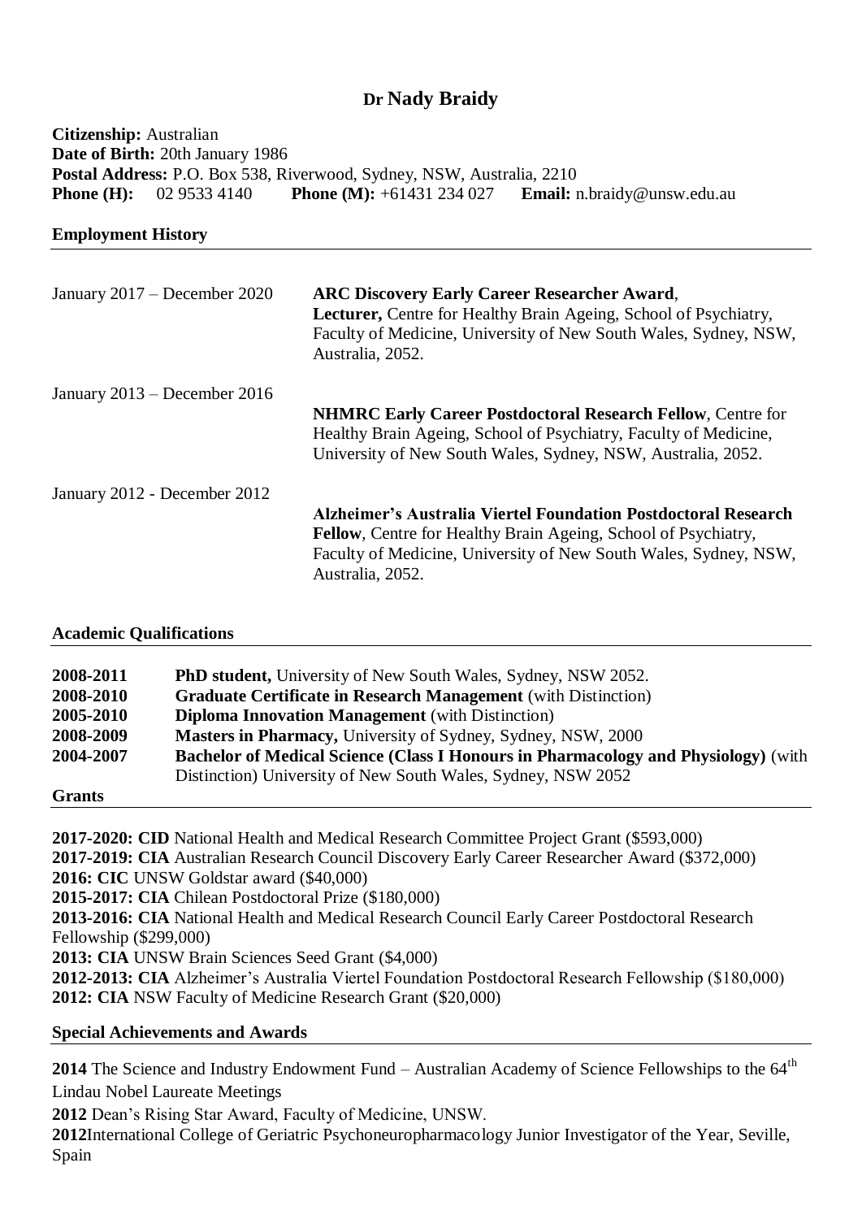# Dr Nady Braidy

**Citizenship:** Australian
**Date of Birth:** 20th January 1986
**Postal Address:** P.O. Box 538, Riverwood, Sydney, NSW, Australia, 2210
**Phone (H):** 02 9533 4140 **Phone (M):** +61431 234 027 **Email:** n.braidy@unsw.edu.au

## Employment History

January 2017 – December 2020
**ARC Discovery Early Career Researcher Award**,
**Lecturer,** Centre for Healthy Brain Ageing, School of Psychiatry, Faculty of Medicine, University of New South Wales, Sydney, NSW, Australia, 2052.

January 2013 – December 2016
**NHMRC Early Career Postdoctoral Research Fellow**, Centre for Healthy Brain Ageing, School of Psychiatry, Faculty of Medicine, University of New South Wales, Sydney, NSW, Australia, 2052.

January 2012 - December 2012
**Alzheimer's Australia Viertel Foundation Postdoctoral Research Fellow**, Centre for Healthy Brain Ageing, School of Psychiatry, Faculty of Medicine, University of New South Wales, Sydney, NSW, Australia, 2052.

## Academic Qualifications

**2008-2011** **PhD student,** University of New South Wales, Sydney, NSW 2052.
**2008-2010** **Graduate Certificate in Research Management** (with Distinction)
**2005-2010** **Diploma Innovation Management** (with Distinction)
**2008-2009** **Masters in Pharmacy,** University of Sydney, Sydney, NSW, 2000
**2004-2007** **Bachelor of Medical Science (Class I Honours in Pharmacology and Physiology)** (with Distinction) University of New South Wales, Sydney, NSW 2052

## Grants

**2017-2020: CID** National Health and Medical Research Committee Project Grant ($593,000)
**2017-2019: CIA** Australian Research Council Discovery Early Career Researcher Award ($372,000)
**2016: CIC** UNSW Goldstar award ($40,000)
**2015-2017: CIA** Chilean Postdoctoral Prize ($180,000)
**2013-2016: CIA** National Health and Medical Research Council Early Career Postdoctoral Research Fellowship ($299,000)
**2013: CIA** UNSW Brain Sciences Seed Grant ($4,000)
**2012-2013: CIA** Alzheimer's Australia Viertel Foundation Postdoctoral Research Fellowship ($180,000)
**2012: CIA** NSW Faculty of Medicine Research Grant ($20,000)

## Special Achievements and Awards

**2014** The Science and Industry Endowment Fund – Australian Academy of Science Fellowships to the 64th Lindau Nobel Laureate Meetings

**2012** Dean's Rising Star Award, Faculty of Medicine, UNSW.

**2012**International College of Geriatric Psychoneuropharmacology Junior Investigator of the Year, Seville, Spain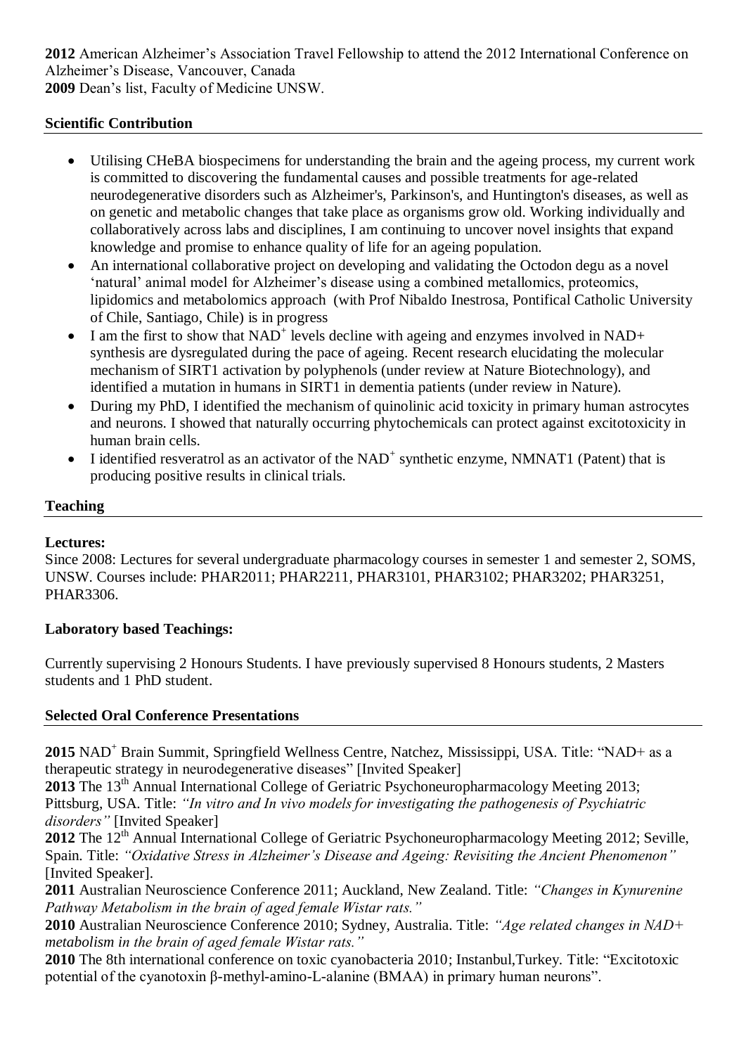**2012** American Alzheimer's Association Travel Fellowship to attend the 2012 International Conference on Alzheimer's Disease, Vancouver, Canada
**2009** Dean's list, Faculty of Medicine UNSW.

## Scientific Contribution

- Utilising CHeBA biospecimens for understanding the brain and the ageing process, my current work is committed to discovering the fundamental causes and possible treatments for age-related neurodegenerative disorders such as Alzheimer's, Parkinson's, and Huntington's diseases, as well as on genetic and metabolic changes that take place as organisms grow old. Working individually and collaboratively across labs and disciplines, I am continuing to uncover novel insights that expand knowledge and promise to enhance quality of life for an ageing population.
- An international collaborative project on developing and validating the Octodon degu as a novel 'natural' animal model for Alzheimer's disease using a combined metallomics, proteomics, lipidomics and metabolomics approach (with Prof Nibaldo Inestrosa, Pontifical Catholic University of Chile, Santiago, Chile) is in progress
- I am the first to show that $NAD^+$ levels decline with ageing and enzymes involved in NAD+ synthesis are dysregulated during the pace of ageing. Recent research elucidating the molecular mechanism of SIRT1 activation by polyphenols (under review at Nature Biotechnology), and identified a mutation in humans in SIRT1 in dementia patients (under review in Nature).
- During my PhD, I identified the mechanism of quinolinic acid toxicity in primary human astrocytes and neurons. I showed that naturally occurring phytochemicals can protect against excitotoxicity in human brain cells.
- I identified resveratrol as an activator of the $NAD^+$ synthetic enzyme, NMNAT1 (Patent) that is producing positive results in clinical trials.

## Teaching

**Lectures:**
Since 2008: Lectures for several undergraduate pharmacology courses in semester 1 and semester 2, SOMS, UNSW. Courses include: PHAR2011; PHAR2211, PHAR3101, PHAR3102; PHAR3202; PHAR3251, PHAR3306.

**Laboratory based Teachings:**

Currently supervising 2 Honours Students. I have previously supervised 8 Honours students, 2 Masters students and 1 PhD student.

## Selected Oral Conference Presentations

**2015** $NAD^+$ Brain Summit, Springfield Wellness Centre, Natchez, Mississippi, USA. Title: "NAD+ as a therapeutic strategy in neurodegenerative diseases" [Invited Speaker]
**2013** The 13th Annual International College of Geriatric Psychoneuropharmacology Meeting 2013; Pittsburg, USA. Title: *"In vitro and In vivo models for investigating the pathogenesis of Psychiatric disorders"* [Invited Speaker]
**2012** The 12th Annual International College of Geriatric Psychoneuropharmacology Meeting 2012; Seville, Spain. Title: *"Oxidative Stress in Alzheimer's Disease and Ageing: Revisiting the Ancient Phenomenon"* [Invited Speaker].
**2011** Australian Neuroscience Conference 2011; Auckland, New Zealand. Title: *"Changes in Kynurenine Pathway Metabolism in the brain of aged female Wistar rats."*
**2010** Australian Neuroscience Conference 2010; Sydney, Australia. Title: *"Age related changes in NAD+ metabolism in the brain of aged female Wistar rats."*
**2010** The 8th international conference on toxic cyanobacteria 2010; Instanbul,Turkey. Title: "Excitotoxic potential of the cyanotoxin β-methyl-amino-L-alanine (BMAA) in primary human neurons".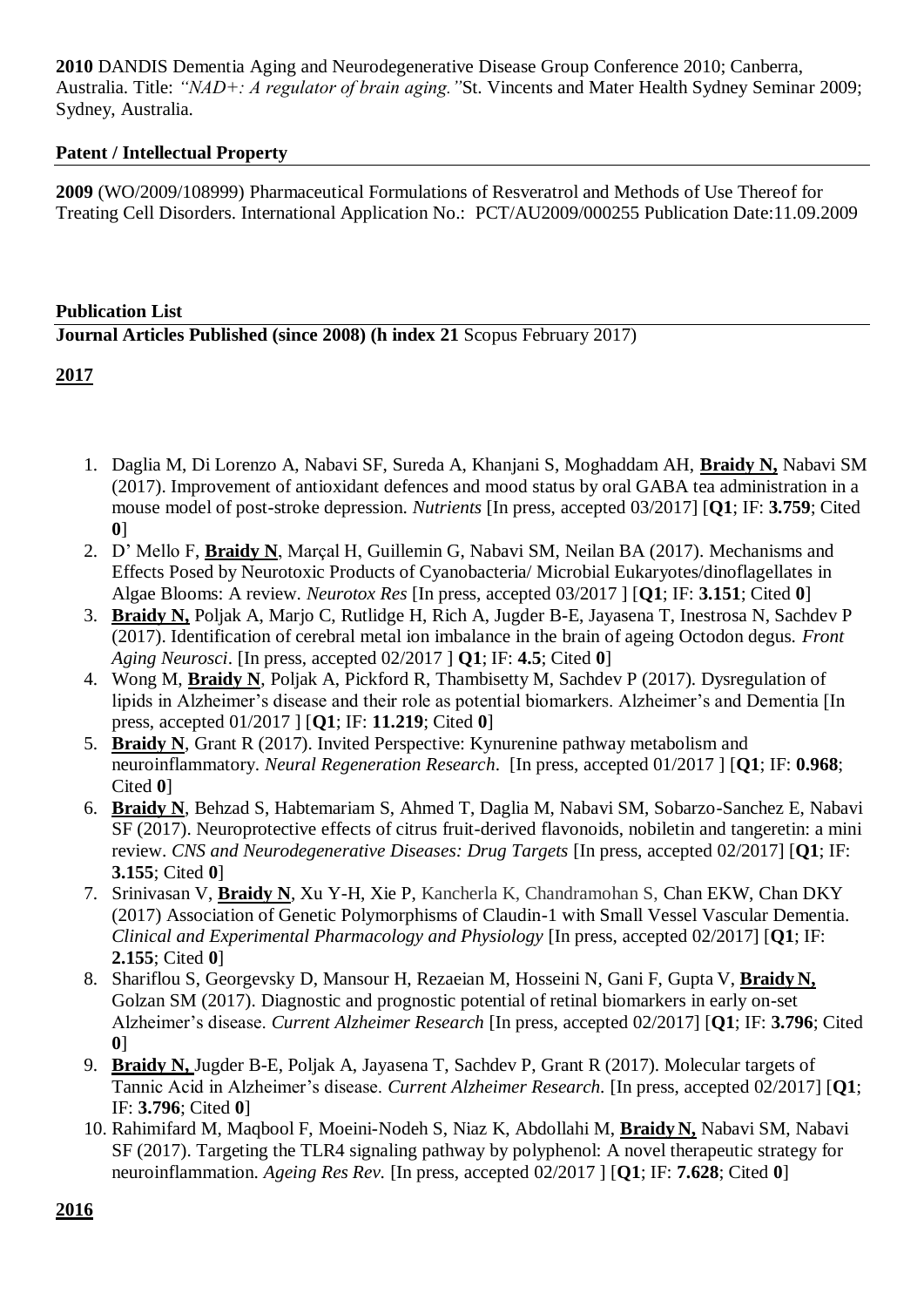**2010** DANDIS Dementia Aging and Neurodegenerative Disease Group Conference 2010; Canberra, Australia. Title: *"NAD+: A regulator of brain aging."*St. Vincents and Mater Health Sydney Seminar 2009; Sydney, Australia.

**Patent / Intellectual Property**

**2009** (WO/2009/108999) Pharmaceutical Formulations of Resveratrol and Methods of Use Thereof for Treating Cell Disorders. International Application No.: PCT/AU2009/000255 Publication Date:11.09.2009

**Publication List**

**Journal Articles Published (since 2008) (h index 21** Scopus February 2017)

**2017**

1. Daglia M, Di Lorenzo A, Nabavi SF, Sureda A, Khanjani S, Moghaddam AH, **Braidy N,** Nabavi SM (2017). Improvement of antioxidant defences and mood status by oral GABA tea administration in a mouse model of post-stroke depression. *Nutrients* [In press, accepted 03/2017] [**Q1**; IF: **3.759**; Cited **0**]
2. D' Mello F, **Braidy N**, Marçal H, Guillemin G, Nabavi SM, Neilan BA (2017). Mechanisms and Effects Posed by Neurotoxic Products of Cyanobacteria/ Microbial Eukaryotes/dinoflagellates in Algae Blooms: A review. *Neurotox Res* [In press, accepted 03/2017 ] [**Q1**; IF: **3.151**; Cited **0**]
3. **Braidy N,** Poljak A, Marjo C, Rutlidge H, Rich A, Jugder B-E, Jayasena T, Inestrosa N, Sachdev P (2017). Identification of cerebral metal ion imbalance in the brain of ageing Octodon degus. *Front Aging Neurosci*. [In press, accepted 02/2017 ] **Q1**; IF: **4.5**; Cited **0**]
4. Wong M, **Braidy N**, Poljak A, Pickford R, Thambisetty M, Sachdev P (2017). Dysregulation of lipids in Alzheimer's disease and their role as potential biomarkers. Alzheimer's and Dementia [In press, accepted 01/2017 ] [**Q1**; IF: **11.219**; Cited **0**]
5. **Braidy N**, Grant R (2017). Invited Perspective: Kynurenine pathway metabolism and neuroinflammatory. *Neural Regeneration Research*. [In press, accepted 01/2017 ] [**Q1**; IF: **0.968**; Cited **0**]
6. **Braidy N**, Behzad S, Habtemariam S, Ahmed T, Daglia M, Nabavi SM, Sobarzo-Sanchez E, Nabavi SF (2017). Neuroprotective effects of citrus fruit-derived flavonoids, nobiletin and tangeretin: a mini review. *CNS and Neurodegenerative Diseases: Drug Targets* [In press, accepted 02/2017] [**Q1**; IF: **3.155**; Cited **0**]
7. Srinivasan V, **Braidy N**, Xu Y-H, Xie P, Kancherla K, Chandramohan S, Chan EKW, Chan DKY (2017) Association of Genetic Polymorphisms of Claudin-1 with Small Vessel Vascular Dementia. *Clinical and Experimental Pharmacology and Physiology* [In press, accepted 02/2017] [**Q1**; IF: **2.155**; Cited **0**]
8. Shariflou S, Georgevsky D, Mansour H, Rezaeian M, Hosseini N, Gani F, Gupta V, **Braidy N,** Golzan SM (2017). Diagnostic and prognostic potential of retinal biomarkers in early on-set Alzheimer's disease. *Current Alzheimer Research* [In press, accepted 02/2017] [**Q1**; IF: **3.796**; Cited **0**]
9. **Braidy N,** Jugder B-E, Poljak A, Jayasena T, Sachdev P, Grant R (2017). Molecular targets of Tannic Acid in Alzheimer's disease. *Current Alzheimer Research.* [In press, accepted 02/2017] [**Q1**; IF: **3.796**; Cited **0**]
10. Rahimifard M, Maqbool F, Moeini-Nodeh S, Niaz K, Abdollahi M, **Braidy N,** Nabavi SM, Nabavi SF (2017). Targeting the TLR4 signaling pathway by polyphenol: A novel therapeutic strategy for neuroinflammation. *Ageing Res Rev.* [In press, accepted 02/2017 ] [**Q1**; IF: **7.628**; Cited **0**]

**2016**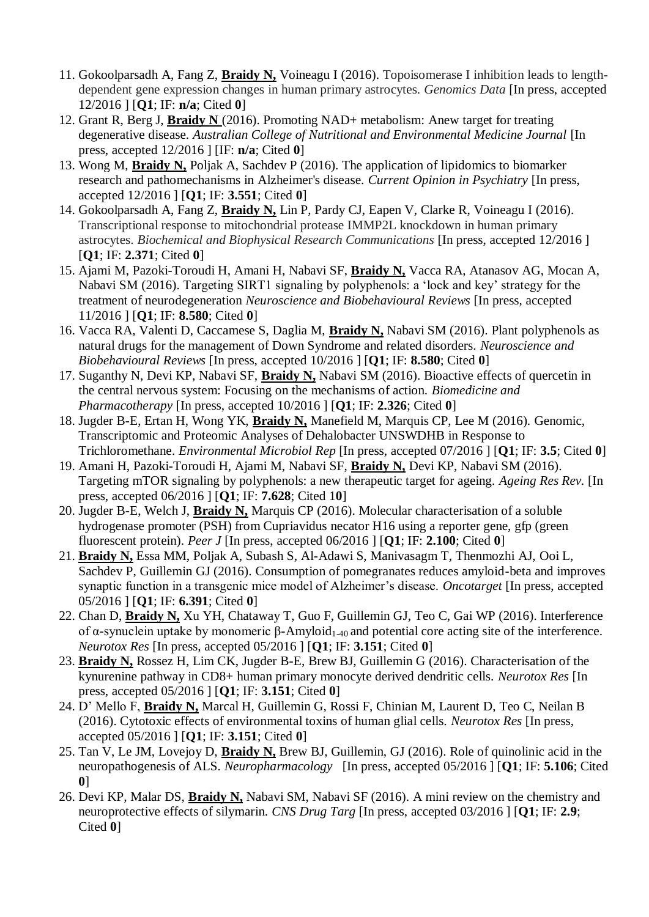11. Gokoolparsadh A, Fang Z, **Braidy N,** Voineagu I (2016). Topoisomerase I inhibition leads to length-dependent gene expression changes in human primary astrocytes. *Genomics Data* [In press, accepted 12/2016 ] [**Q1**; IF: **n/a**; Cited **0**]
12. Grant R, Berg J, **Braidy N** (2016). Promoting NAD+ metabolism: Anew target for treating degenerative disease. *Australian College of Nutritional and Environmental Medicine Journal* [In press, accepted 12/2016 ] [IF: **n/a**; Cited **0**]
13. Wong M, **Braidy N,** Poljak A, Sachdev P (2016). The application of lipidomics to biomarker research and pathomechanisms in Alzheimer's disease. *Current Opinion in Psychiatry* [In press, accepted 12/2016 ] [**Q1**; IF: **3.551**; Cited **0**]
14. Gokoolparsadh A, Fang Z, **Braidy N,** Lin P, Pardy CJ, Eapen V, Clarke R, Voineagu I (2016). Transcriptional response to mitochondrial protease IMMP2L knockdown in human primary astrocytes. *Biochemical and Biophysical Research Communications* [In press, accepted 12/2016 ] [**Q1**; IF: **2.371**; Cited **0**]
15. Ajami M, Pazoki-Toroudi H, Amani H, Nabavi SF, **Braidy N,** Vacca RA, Atanasov AG, Mocan A, Nabavi SM (2016). Targeting SIRT1 signaling by polyphenols: a 'lock and key' strategy for the treatment of neurodegeneration *Neuroscience and Biobehavioural Reviews* [In press, accepted 11/2016 ] [**Q1**; IF: **8.580**; Cited **0**]
16. Vacca RA, Valenti D, Caccamese S, Daglia M, **Braidy N,** Nabavi SM (2016). Plant polyphenols as natural drugs for the management of Down Syndrome and related disorders. *Neuroscience and Biobehavioural Reviews* [In press, accepted 10/2016 ] [**Q1**; IF: **8.580**; Cited **0**]
17. Suganthy N, Devi KP, Nabavi SF, **Braidy N,** Nabavi SM (2016). Bioactive effects of quercetin in the central nervous system: Focusing on the mechanisms of action. *Biomedicine and Pharmacotherapy* [In press, accepted 10/2016 ] [**Q1**; IF: **2.326**; Cited **0**]
18. Jugder B-E, Ertan H, Wong YK, **Braidy N,** Manefield M, Marquis CP, Lee M (2016). Genomic, Transcriptomic and Proteomic Analyses of Dehalobacter UNSWDHB in Response to Trichloromethane. *Environmental Microbiol Rep* [In press, accepted 07/2016 ] [**Q1**; IF: **3.5**; Cited **0**]
19. Amani H, Pazoki-Toroudi H, Ajami M, Nabavi SF, **Braidy N,** Devi KP, Nabavi SM (2016). Targeting mTOR signaling by polyphenols: a new therapeutic target for ageing. *Ageing Res Rev.* [In press, accepted 06/2016 ] [**Q1**; IF: **7.628**; Cited 1**0**]
20. Jugder B-E, Welch J, **Braidy N,** Marquis CP (2016). Molecular characterisation of a soluble hydrogenase promoter (PSH) from Cupriavidus necator H16 using a reporter gene, gfp (green fluorescent protein). *Peer J* [In press, accepted 06/2016 ] [**Q1**; IF: **2.100**; Cited **0**]
21. **Braidy N,** Essa MM, Poljak A, Subash S, Al-Adawi S, Manivasagm T, Thenmozhi AJ, Ooi L, Sachdev P, Guillemin GJ (2016). Consumption of pomegranates reduces amyloid-beta and improves synaptic function in a transgenic mice model of Alzheimer's disease. *Oncotarget* [In press, accepted 05/2016 ] [**Q1**; IF: **6.391**; Cited **0**]
22. Chan D, **Braidy N,** Xu YH, Chataway T, Guo F, Guillemin GJ, Teo C, Gai WP (2016). Interference of α-synuclein uptake by monomeric β-Amyloid$_{1-40}$ and potential core acting site of the interference. *Neurotox Res* [In press, accepted 05/2016 ] [**Q1**; IF: **3.151**; Cited **0**]
23. **Braidy N,** Rossez H, Lim CK, Jugder B-E, Brew BJ, Guillemin G (2016). Characterisation of the kynurenine pathway in CD8+ human primary monocyte derived dendritic cells. *Neurotox Res* [In press, accepted 05/2016 ] [**Q1**; IF: **3.151**; Cited **0**]
24. D' Mello F, **Braidy N,** Marcal H, Guillemin G, Rossi F, Chinian M, Laurent D, Teo C, Neilan B (2016). Cytotoxic effects of environmental toxins of human glial cells. *Neurotox Res* [In press, accepted 05/2016 ] [**Q1**; IF: **3.151**; Cited **0**]
25. Tan V, Le JM, Lovejoy D, **Braidy N,** Brew BJ, Guillemin, GJ (2016). Role of quinolinic acid in the neuropathogenesis of ALS. *Neuropharmacology* [In press, accepted 05/2016 ] [**Q1**; IF: **5.106**; Cited **0**]
26. Devi KP, Malar DS, **Braidy N,** Nabavi SM, Nabavi SF (2016). A mini review on the chemistry and neuroprotective effects of silymarin. *CNS Drug Targ* [In press, accepted 03/2016 ] [**Q1**; IF: **2.9**; Cited **0**]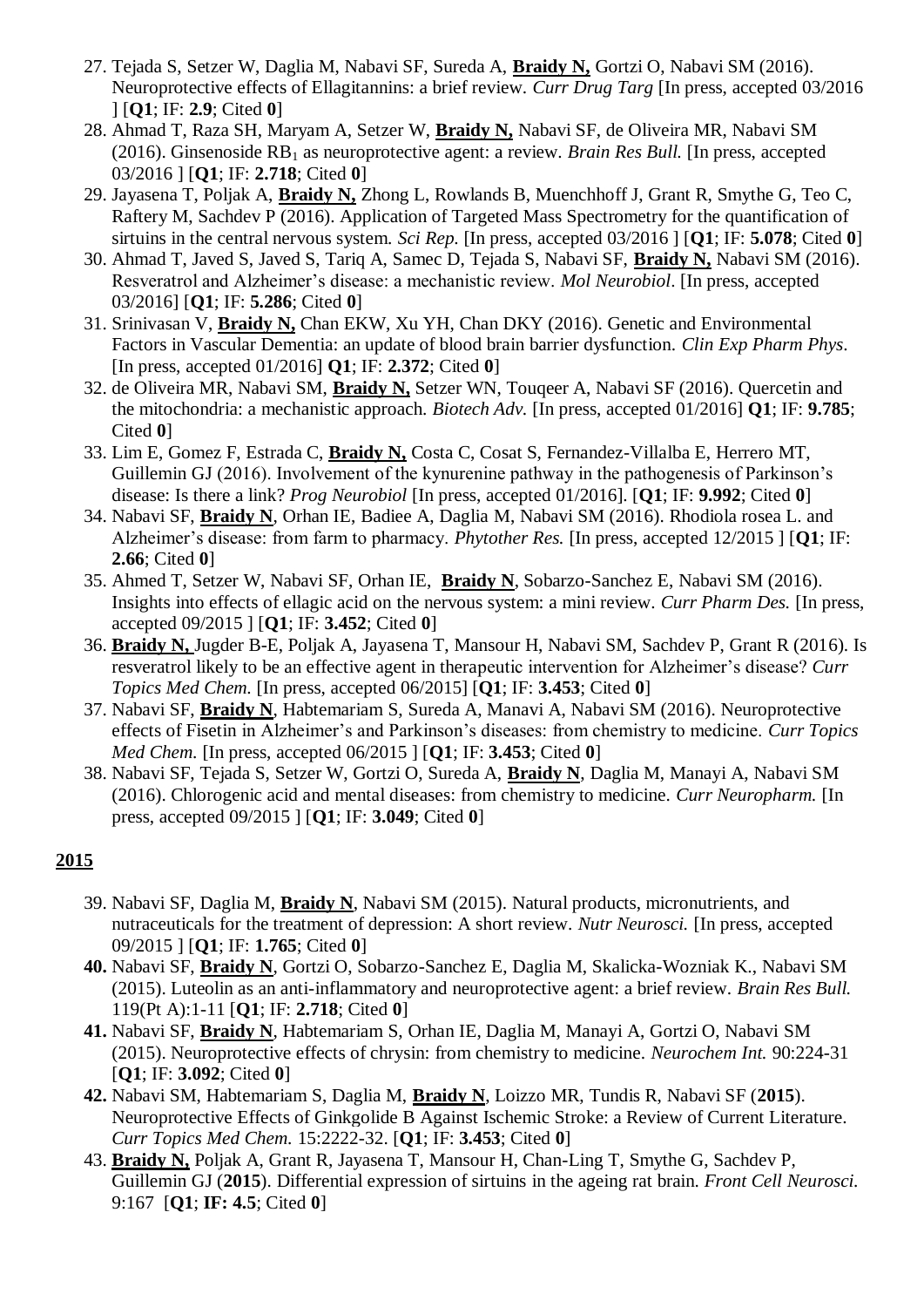27. Tejada S, Setzer W, Daglia M, Nabavi SF, Sureda A, **Braidy N,** Gortzi O, Nabavi SM (2016). Neuroprotective effects of Ellagitannins: a brief review. *Curr Drug Targ* [In press, accepted 03/2016 ] [**Q1**; IF: **2.9**; Cited **0**]
28. Ahmad T, Raza SH, Maryam A, Setzer W, **Braidy N,** Nabavi SF, de Oliveira MR, Nabavi SM (2016). Ginsenoside $RB_1$ as neuroprotective agent: a review. *Brain Res Bull.* [In press, accepted 03/2016 ] [**Q1**; IF: **2.718**; Cited **0**]
29. Jayasena T, Poljak A, **Braidy N,** Zhong L, Rowlands B, Muenchhoff J, Grant R, Smythe G, Teo C, Raftery M, Sachdev P (2016). Application of Targeted Mass Spectrometry for the quantification of sirtuins in the central nervous system. *Sci Rep.* [In press, accepted 03/2016 ] [**Q1**; IF: **5.078**; Cited **0**]
30. Ahmad T, Javed S, Javed S, Tariq A, Samec D, Tejada S, Nabavi SF, **Braidy N,** Nabavi SM (2016). Resveratrol and Alzheimer's disease: a mechanistic review. *Mol Neurobiol*. [In press, accepted 03/2016] [**Q1**; IF: **5.286**; Cited **0**]
31. Srinivasan V, **Braidy N,** Chan EKW, Xu YH, Chan DKY (2016). Genetic and Environmental Factors in Vascular Dementia: an update of blood brain barrier dysfunction. *Clin Exp Pharm Phys.* [In press, accepted 01/2016] **Q1**; IF: **2.372**; Cited **0**]
32. de Oliveira MR, Nabavi SM, **Braidy N,** Setzer WN, Touqeer A, Nabavi SF (2016). Quercetin and the mitochondria: a mechanistic approach. *Biotech Adv.* [In press, accepted 01/2016] **Q1**; IF: **9.785**; Cited **0**]
33. Lim E, Gomez F, Estrada C, **Braidy N,** Costa C, Cosat S, Fernandez-Villalba E, Herrero MT, Guillemin GJ (2016). Involvement of the kynurenine pathway in the pathogenesis of Parkinson's disease: Is there a link? *Prog Neurobiol* [In press, accepted 01/2016]. [**Q1**; IF: **9.992**; Cited **0**]
34. Nabavi SF, **Braidy N**, Orhan IE, Badiee A, Daglia M, Nabavi SM (2016). Rhodiola rosea L. and Alzheimer's disease: from farm to pharmacy. *Phytother Res.* [In press, accepted 12/2015 ] [**Q1**; IF: **2.66**; Cited **0**]
35. Ahmed T, Setzer W, Nabavi SF, Orhan IE, **Braidy N**, Sobarzo-Sanchez E, Nabavi SM (2016). Insights into effects of ellagic acid on the nervous system: a mini review. *Curr Pharm Des.* [In press, accepted 09/2015 ] [**Q1**; IF: **3.452**; Cited **0**]
36. **Braidy N,** Jugder B-E, Poljak A, Jayasena T, Mansour H, Nabavi SM, Sachdev P, Grant R (2016). Is resveratrol likely to be an effective agent in therapeutic intervention for Alzheimer's disease? *Curr Topics Med Chem.* [In press, accepted 06/2015] [**Q1**; IF: **3.453**; Cited **0**]
37. Nabavi SF, **Braidy N**, Habtemariam S, Sureda A, Manavi A, Nabavi SM (2016). Neuroprotective effects of Fisetin in Alzheimer's and Parkinson's diseases: from chemistry to medicine. *Curr Topics Med Chem.* [In press, accepted 06/2015 ] [**Q1**; IF: **3.453**; Cited **0**]
38. Nabavi SF, Tejada S, Setzer W, Gortzi O, Sureda A, **Braidy N**, Daglia M, Manayi A, Nabavi SM (2016). Chlorogenic acid and mental diseases: from chemistry to medicine. *Curr Neuropharm.* [In press, accepted 09/2015 ] [**Q1**; IF: **3.049**; Cited **0**]

## 2015

39. Nabavi SF, Daglia M, **Braidy N**, Nabavi SM (2015). Natural products, micronutrients, and nutraceuticals for the treatment of depression: A short review. *Nutr Neurosci.* [In press, accepted 09/2015 ] [**Q1**; IF: **1.765**; Cited **0**]
40. Nabavi SF, **Braidy N**, Gortzi O, Sobarzo-Sanchez E, Daglia M, Skalicka-Wozniak K., Nabavi SM (2015). Luteolin as an anti-inflammatory and neuroprotective agent: a brief review. *Brain Res Bull.* 119(Pt A):1-11 [**Q1**; IF: **2.718**; Cited **0**]
41. Nabavi SF, **Braidy N**, Habtemariam S, Orhan IE, Daglia M, Manayi A, Gortzi O, Nabavi SM (2015). Neuroprotective effects of chrysin: from chemistry to medicine. *Neurochem Int.* 90:224-31 [**Q1**; IF: **3.092**; Cited **0**]
42. Nabavi SM, Habtemariam S, Daglia M, **Braidy N**, Loizzo MR, Tundis R, Nabavi SF (**2015**). Neuroprotective Effects of Ginkgolide B Against Ischemic Stroke: a Review of Current Literature. *Curr Topics Med Chem.* 15:2222-32. [**Q1**; IF: **3.453**; Cited **0**]
43. **Braidy N,** Poljak A, Grant R, Jayasena T, Mansour H, Chan-Ling T, Smythe G, Sachdev P, Guillemin GJ (**2015**). Differential expression of sirtuins in the ageing rat brain. *Front Cell Neurosci.* 9:167 [**Q1**; **IF: 4.5**; Cited **0**]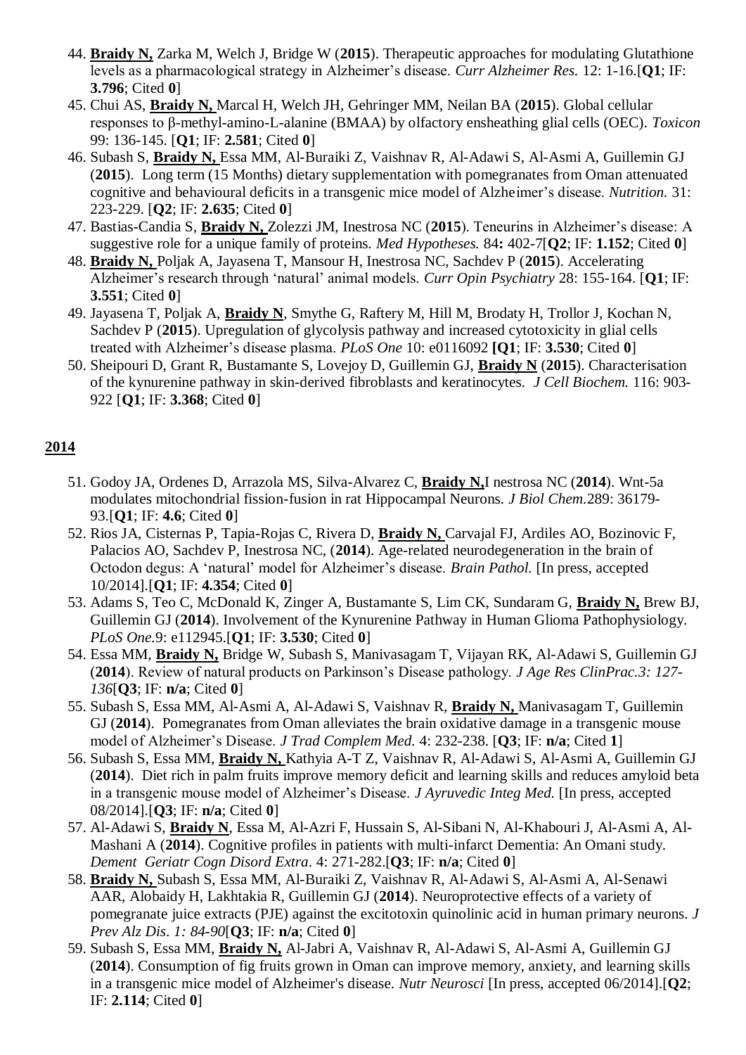44. **Braidy N,** Zarka M, Welch J, Bridge W (**2015**). Therapeutic approaches for modulating Glutathione levels as a pharmacological strategy in Alzheimer's disease. *Curr Alzheimer Res.* 12: 1-16.[**Q1**; IF: **3.796**; Cited **0**]
45. Chui AS, **Braidy N,** Marcal H, Welch JH, Gehringer MM, Neilan BA (**2015**). Global cellular responses to β-methyl-amino-L-alanine (BMAA) by olfactory ensheathing glial cells (OEC). *Toxicon* 99: 136-145. [**Q1**; IF: **2.581**; Cited **0**]
46. Subash S, **Braidy N,** Essa MM, Al-Buraiki Z, Vaishnav R, Al-Adawi S, Al-Asmi A, Guillemin GJ (**2015**). Long term (15 Months) dietary supplementation with pomegranates from Oman attenuated cognitive and behavioural deficits in a transgenic mice model of Alzheimer's disease. *Nutrition.* 31: 223-229. [**Q2**; IF: **2.635**; Cited **0**]
47. Bastias-Candia S, **Braidy N,** Zolezzi JM, Inestrosa NC (**2015**). Teneurins in Alzheimer's disease: A suggestive role for a unique family of proteins. *Med Hypotheses.* 84**:** 402-7[**Q2**; IF: **1.152**; Cited **0**]
48. **Braidy N,** Poljak A, Jayasena T, Mansour H, Inestrosa NC, Sachdev P (**2015**). Accelerating Alzheimer's research through 'natural' animal models. *Curr Opin Psychiatry* 28: 155-164. [**Q1**; IF: **3.551**; Cited **0**]
49. Jayasena T, Poljak A, **Braidy N**, Smythe G, Raftery M, Hill M, Brodaty H, Trollor J, Kochan N, Sachdev P (**2015**). Upregulation of glycolysis pathway and increased cytotoxicity in glial cells treated with Alzheimer's disease plasma. *PLoS One* 10: e0116092 **[Q1**; IF: **3.530**; Cited **0**]
50. Sheipouri D, Grant R, Bustamante S, Lovejoy D, Guillemin GJ, **Braidy N** (**2015**). Characterisation of the kynurenine pathway in skin-derived fibroblasts and keratinocytes. *J Cell Biochem.* 116: 903-922 [**Q1**; IF: **3.368**; Cited **0**]

## 2014

51. Godoy JA, Ordenes D, Arrazola MS, Silva-Alvarez C, **Braidy N,**I nestrosa NC (**2014**). Wnt-5a modulates mitochondrial fission-fusion in rat Hippocampal Neurons. *J Biol Chem.*289: 36179-93.[**Q1**; IF: **4.6**; Cited **0**]
52. Rios JA, Cisternas P, Tapia-Rojas C, Rivera D, **Braidy N,** Carvajal FJ, Ardiles AO, Bozinovic F, Palacios AO, Sachdev P, Inestrosa NC, (**2014**). Age-related neurodegeneration in the brain of Octodon degus: A 'natural' model for Alzheimer's disease. *Brain Pathol.* [In press, accepted 10/2014].[**Q1**; IF: **4.354**; Cited **0**]
53. Adams S, Teo C, McDonald K, Zinger A, Bustamante S, Lim CK, Sundaram G, **Braidy N,** Brew BJ, Guillemin GJ (**2014**). Involvement of the Kynurenine Pathway in Human Glioma Pathophysiology. *PLoS One.*9: e112945.[**Q1**; IF: **3.530**; Cited **0**]
54. Essa MM, **Braidy N,** Bridge W, Subash S, Manivasagam T, Vijayan RK, Al-Adawi S, Guillemin GJ (**2014**). Review of natural products on Parkinson's Disease pathology. *J Age Res ClinPrac.3: 127-136*[**Q3**; IF: **n/a**; Cited **0**]
55. Subash S, Essa MM, Al-Asmi A, Al-Adawi S, Vaishnav R, **Braidy N,** Manivasagam T, Guillemin GJ (**2014**). Pomegranates from Oman alleviates the brain oxidative damage in a transgenic mouse model of Alzheimer's Disease. *J Trad Complem Med.* 4: 232-238. [**Q3**; IF: **n/a**; Cited **1**]
56. Subash S, Essa MM, **Braidy N,** Kathyia A-T Z, Vaishnav R, Al-Adawi S, Al-Asmi A, Guillemin GJ (**2014**). Diet rich in palm fruits improve memory deficit and learning skills and reduces amyloid beta in a transgenic mouse model of Alzheimer's Disease. *J Ayruvedic Integ Med.* [In press, accepted 08/2014].[**Q3**; IF: **n/a**; Cited **0**]
57. Al-Adawi S, **Braidy N**, Essa M, Al-Azri F, Hussain S, Al-Sibani N, Al-Khabouri J, Al-Asmi A, Al-Mashani A (**2014**). Cognitive profiles in patients with multi-infarct Dementia: An Omani study. *Dement Geriatr Cogn Disord Extra*. 4: 271-282.[**Q3**; IF: **n/a**; Cited **0**]
58. **Braidy N,** Subash S, Essa MM, Al-Buraiki Z, Vaishnav R, Al-Adawi S, Al-Asmi A, Al-Senawi AAR, Alobaidy H, Lakhtakia R, Guillemin GJ (**2014**). Neuroprotective effects of a variety of pomegranate juice extracts (PJE) against the excitotoxin quinolinic acid in human primary neurons. *J Prev Alz Dis. 1: 84-90*[**Q3**; IF: **n/a**; Cited **0**]
59. Subash S, Essa MM, **Braidy N,** Al-Jabri A, Vaishnav R, Al-Adawi S, Al-Asmi A, Guillemin GJ (**2014**). Consumption of fig fruits grown in Oman can improve memory, anxiety, and learning skills in a transgenic mice model of Alzheimer's disease. *Nutr Neurosci* [In press, accepted 06/2014].[**Q2**; IF: **2.114**; Cited **0**]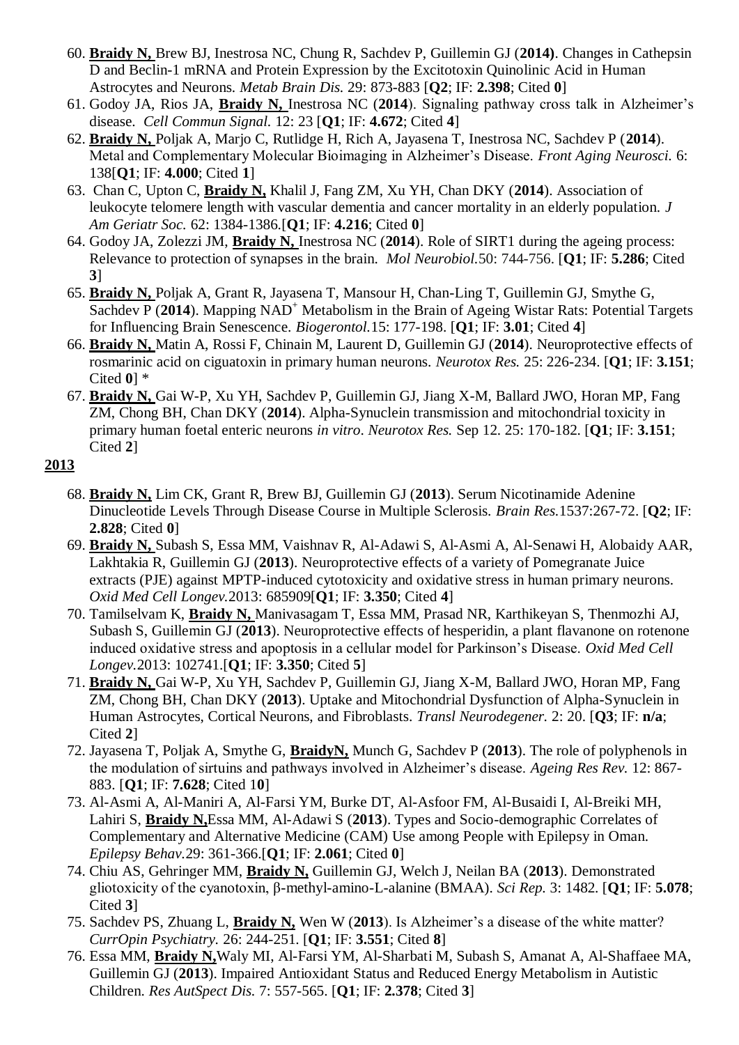60. **Braidy N,** Brew BJ, Inestrosa NC, Chung R, Sachdev P, Guillemin GJ (**2014)**. Changes in Cathepsin D and Beclin-1 mRNA and Protein Expression by the Excitotoxin Quinolinic Acid in Human Astrocytes and Neurons. *Metab Brain Dis.* 29: 873-883 [**Q2**; IF: **2.398**; Cited **0**]
61. Godoy JA, Rios JA, **Braidy N,** Inestrosa NC (**2014**). Signaling pathway cross talk in Alzheimer's disease. *Cell Commun Signal.* 12: 23 [**Q1**; IF: **4.672**; Cited **4**]
62. **Braidy N,** Poljak A, Marjo C, Rutlidge H, Rich A, Jayasena T, Inestrosa NC, Sachdev P (**2014**). Metal and Complementary Molecular Bioimaging in Alzheimer's Disease. *Front Aging Neurosci.* 6: 138[**Q1**; IF: **4.000**; Cited **1**]
63. Chan C, Upton C, **Braidy N,** Khalil J, Fang ZM, Xu YH, Chan DKY (**2014**). Association of leukocyte telomere length with vascular dementia and cancer mortality in an elderly population. *J Am Geriatr Soc.* 62: 1384-1386.[**Q1**; IF: **4.216**; Cited **0**]
64. Godoy JA, Zolezzi JM, **Braidy N,** Inestrosa NC (**2014**). Role of SIRT1 during the ageing process: Relevance to protection of synapses in the brain. *Mol Neurobiol.*50: 744-756. [**Q1**; IF: **5.286**; Cited **3**]
65. **Braidy N,** Poljak A, Grant R, Jayasena T, Mansour H, Chan-Ling T, Guillemin GJ, Smythe G, Sachdev P (**2014**). Mapping $NAD^+$ Metabolism in the Brain of Ageing Wistar Rats: Potential Targets for Influencing Brain Senescence. *Biogerontol.*15: 177-198. [**Q1**; IF: **3.01**; Cited **4**]
66. **Braidy N,** Matin A, Rossi F, Chinain M, Laurent D, Guillemin GJ (**2014**). Neuroprotective effects of rosmarinic acid on ciguatoxin in primary human neurons. *Neurotox Res.* 25: 226-234. [**Q1**; IF: **3.151**; Cited **0**] *
67. **Braidy N,** Gai W-P, Xu YH, Sachdev P, Guillemin GJ, Jiang X-M, Ballard JWO, Horan MP, Fang ZM, Chong BH, Chan DKY (**2014**). Alpha-Synuclein transmission and mitochondrial toxicity in primary human foetal enteric neurons *in vitro*. *Neurotox Res.* Sep 12. 25: 170-182. [**Q1**; IF: **3.151**; Cited **2**]

**2013**

68. **Braidy N,** Lim CK, Grant R, Brew BJ, Guillemin GJ (**2013**). Serum Nicotinamide Adenine Dinucleotide Levels Through Disease Course in Multiple Sclerosis. *Brain Res.*1537:267-72. [**Q2**; IF: **2.828**; Cited **0**]
69. **Braidy N,** Subash S, Essa MM, Vaishnav R, Al-Adawi S, Al-Asmi A, Al-Senawi H, Alobaidy AAR, Lakhtakia R, Guillemin GJ (**2013**). Neuroprotective effects of a variety of Pomegranate Juice extracts (PJE) against MPTP-induced cytotoxicity and oxidative stress in human primary neurons. *Oxid Med Cell Longev.*2013: 685909[**Q1**; IF: **3.350**; Cited **4**]
70. Tamilselvam K, **Braidy N,** Manivasagam T, Essa MM, Prasad NR, Karthikeyan S, Thenmozhi AJ, Subash S, Guillemin GJ (**2013**). Neuroprotective effects of hesperidin, a plant flavanone on rotenone induced oxidative stress and apoptosis in a cellular model for Parkinson's Disease. *Oxid Med Cell Longev.*2013: 102741.[**Q1**; IF: **3.350**; Cited **5**]
71. **Braidy N,** Gai W-P, Xu YH, Sachdev P, Guillemin GJ, Jiang X-M, Ballard JWO, Horan MP, Fang ZM, Chong BH, Chan DKY (**2013**). Uptake and Mitochondrial Dysfunction of Alpha-Synuclein in Human Astrocytes, Cortical Neurons, and Fibroblasts. *Transl Neurodegener.* 2: 20. [**Q3**; IF: **n/a**; Cited **2**]
72. Jayasena T, Poljak A, Smythe G, **BraidyN,** Munch G, Sachdev P (**2013**). The role of polyphenols in the modulation of sirtuins and pathways involved in Alzheimer's disease. *Ageing Res Rev.* 12: 867-883. [**Q1**; IF: **7.628**; Cited 1**0**]
73. Al-Asmi A, Al-Maniri A, Al-Farsi YM, Burke DT, Al-Asfoor FM, Al-Busaidi I, Al-Breiki MH, Lahiri S, **Braidy N,**Essa MM, Al-Adawi S (**2013**). Types and Socio-demographic Correlates of Complementary and Alternative Medicine (CAM) Use among People with Epilepsy in Oman. *Epilepsy Behav.*29: 361-366.[**Q1**; IF: **2.061**; Cited **0**]
74. Chiu AS, Gehringer MM, **Braidy N,** Guillemin GJ, Welch J, Neilan BA (**2013**). Demonstrated gliotoxicity of the cyanotoxin, β-methyl-amino-L-alanine (BMAA). *Sci Rep.* 3: 1482. [**Q1**; IF: **5.078**; Cited **3**]
75. Sachdev PS, Zhuang L, **Braidy N,** Wen W (**2013**). Is Alzheimer's a disease of the white matter? *CurrOpin Psychiatry.* 26: 244-251. [**Q1**; IF: **3.551**; Cited **8**]
76. Essa MM, **Braidy N,**Waly MI, Al-Farsi YM, Al-Sharbati M, Subash S, Amanat A, Al-Shaffaee MA, Guillemin GJ (**2013**). Impaired Antioxidant Status and Reduced Energy Metabolism in Autistic Children. *Res AutSpect Dis.* 7: 557-565. [**Q1**; IF: **2.378**; Cited **3**]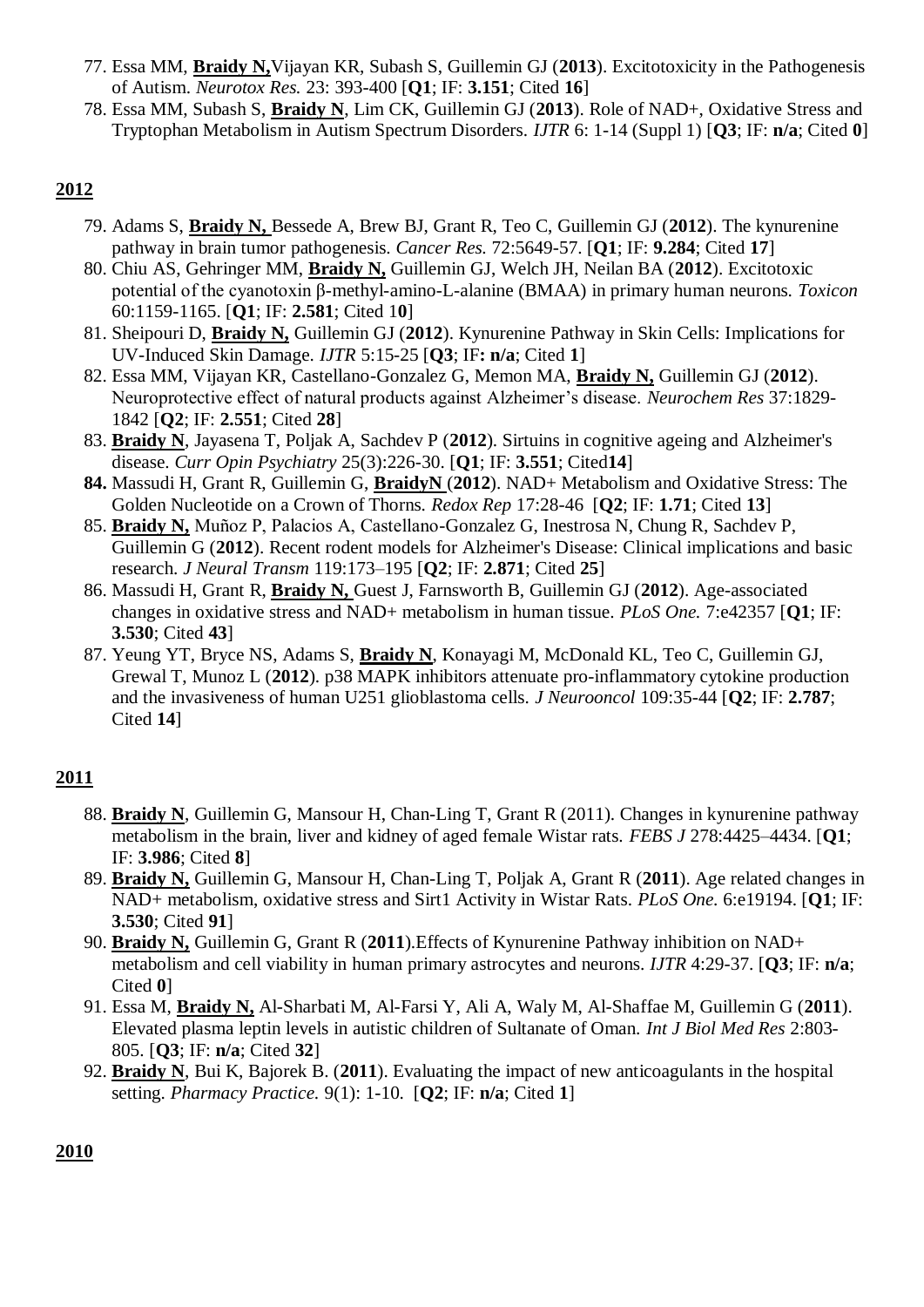77. Essa MM, **Braidy N,** Vijayan KR, Subash S, Guillemin GJ (**2013**). Excitotoxicity in the Pathogenesis of Autism. *Neurotox Res.* 23: 393-400 [**Q1**; IF: **3.151**; Cited **16**]
78. Essa MM, Subash S, **Braidy N**, Lim CK, Guillemin GJ (**2013**). Role of NAD+, Oxidative Stress and Tryptophan Metabolism in Autism Spectrum Disorders. *IJTR* 6: 1-14 (Suppl 1) [**Q3**; IF: **n/a**; Cited **0**]

## 2012

79. Adams S, **Braidy N,** Bessede A, Brew BJ, Grant R, Teo C, Guillemin GJ (**2012**). The kynurenine pathway in brain tumor pathogenesis. *Cancer Res.* 72:5649-57. [**Q1**; IF: **9.284**; Cited **17**]
80. Chiu AS, Gehringer MM, **Braidy N,** Guillemin GJ, Welch JH, Neilan BA (**2012**). Excitotoxic potential of the cyanotoxin β-methyl-amino-L-alanine (BMAA) in primary human neurons. *Toxicon* 60:1159-1165. [**Q1**; IF: **2.581**; Cited 1**0**]
81. Sheipouri D, **Braidy N,** Guillemin GJ (**2012**). Kynurenine Pathway in Skin Cells: Implications for UV-Induced Skin Damage. *IJTR* 5:15-25 [**Q3**; IF**: n/a**; Cited **1**]
82. Essa MM, Vijayan KR, Castellano-Gonzalez G, Memon MA, **Braidy N,** Guillemin GJ (**2012**). Neuroprotective effect of natural products against Alzheimer's disease. *Neurochem Res* 37:1829-1842 [**Q2**; IF: **2.551**; Cited **28**]
83. **Braidy N**, Jayasena T, Poljak A, Sachdev P (**2012**). Sirtuins in cognitive ageing and Alzheimer's disease. *Curr Opin Psychiatry* 25(3):226-30. [**Q1**; IF: **3.551**; Cited**14**]
84. Massudi H, Grant R, Guillemin G, **BraidyN** (**2012**). NAD+ Metabolism and Oxidative Stress: The Golden Nucleotide on a Crown of Thorns. *Redox Rep* 17:28-46 [**Q2**; IF: **1.71**; Cited **13**]
85. **Braidy N,** Muñoz P, Palacios A, Castellano-Gonzalez G, Inestrosa N, Chung R, Sachdev P, Guillemin G (**2012**). Recent rodent models for Alzheimer's Disease: Clinical implications and basic research. *J Neural Transm* 119:173–195 [**Q2**; IF: **2.871**; Cited **25**]
86. Massudi H, Grant R, **Braidy N,** Guest J, Farnsworth B, Guillemin GJ (**2012**). Age-associated changes in oxidative stress and NAD+ metabolism in human tissue. *PLoS One.* 7:e42357 [**Q1**; IF: **3.530**; Cited **43**]
87. Yeung YT, Bryce NS, Adams S, **Braidy N**, Konayagi M, McDonald KL, Teo C, Guillemin GJ, Grewal T, Munoz L (**2012**). p38 MAPK inhibitors attenuate pro-inflammatory cytokine production and the invasiveness of human U251 glioblastoma cells. *J Neurooncol* 109:35-44 [**Q2**; IF: **2.787**; Cited **14**]

## 2011

88. **Braidy N**, Guillemin G, Mansour H, Chan-Ling T, Grant R (2011). Changes in kynurenine pathway metabolism in the brain, liver and kidney of aged female Wistar rats. *FEBS J* 278:4425–4434. [**Q1**; IF: **3.986**; Cited **8**]
89. **Braidy N,** Guillemin G, Mansour H, Chan-Ling T, Poljak A, Grant R (**2011**). Age related changes in NAD+ metabolism, oxidative stress and Sirt1 Activity in Wistar Rats. *PLoS One.* 6:e19194. [**Q1**; IF: **3.530**; Cited **91**]
90. **Braidy N,** Guillemin G, Grant R (**2011**).Effects of Kynurenine Pathway inhibition on NAD+ metabolism and cell viability in human primary astrocytes and neurons. *IJTR* 4:29-37. [**Q3**; IF: **n/a**; Cited **0**]
91. Essa M, **Braidy N,** Al-Sharbati M, Al-Farsi Y, Ali A, Waly M, Al-Shaffae M, Guillemin G (**2011**). Elevated plasma leptin levels in autistic children of Sultanate of Oman. *Int J Biol Med Res* 2:803-805. [**Q3**; IF: **n/a**; Cited **32**]
92. **Braidy N**, Bui K, Bajorek B. (**2011**). Evaluating the impact of new anticoagulants in the hospital setting. *Pharmacy Practice.* 9(1): 1-10. [**Q2**; IF: **n/a**; Cited **1**]

## 2010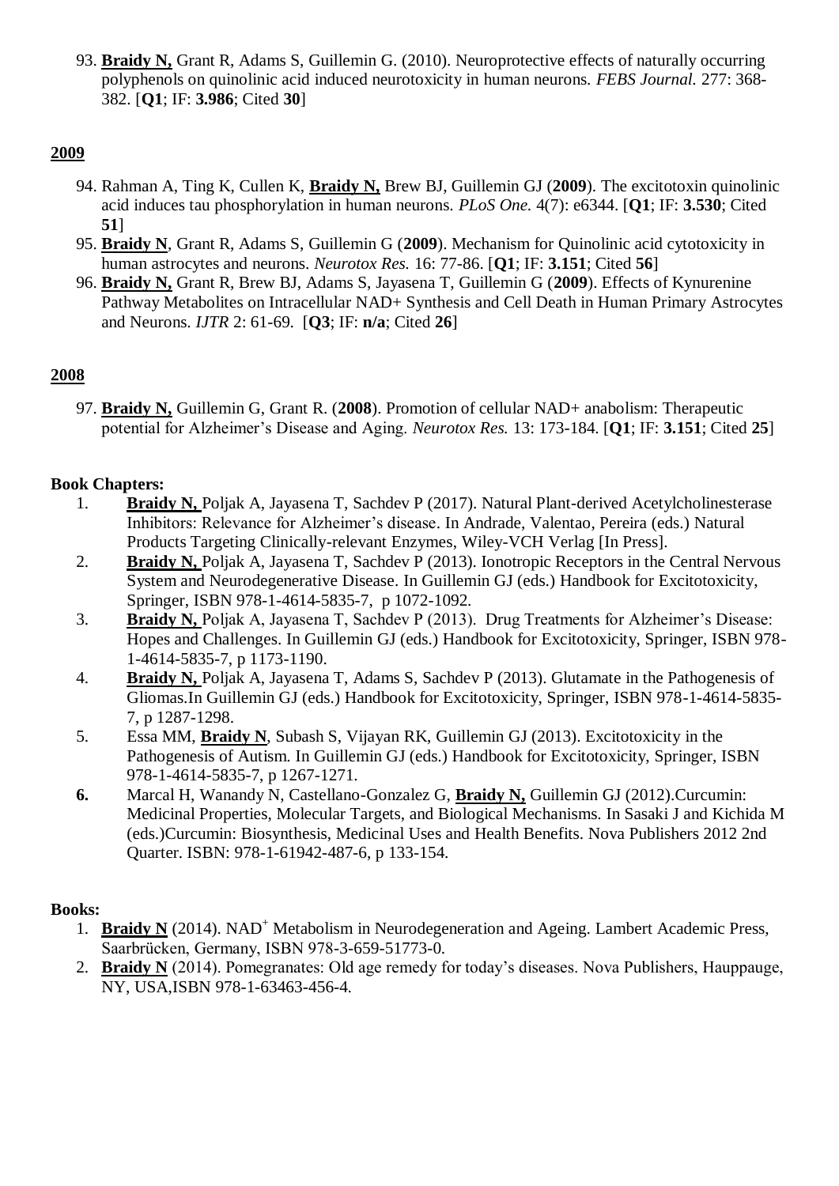93. **<u>Braidy N,</u>** Grant R, Adams S, Guillemin G. (2010). Neuroprotective effects of naturally occurring polyphenols on quinolinic acid induced neurotoxicity in human neurons. *FEBS Journal.* 277: 368-382. [**Q1**; IF: **3.986**; Cited **30**]

## <u>2009</u>

94. Rahman A, Ting K, Cullen K, **<u>Braidy N,</u>** Brew BJ, Guillemin GJ (**2009**). The excitotoxin quinolinic acid induces tau phosphorylation in human neurons. *PLoS One.* 4(7): e6344. [**Q1**; IF: **3.530**; Cited **51**]
95. **<u>Braidy N</u>**, Grant R, Adams S, Guillemin G (**2009**). Mechanism for Quinolinic acid cytotoxicity in human astrocytes and neurons. *Neurotox Res.* 16: 77-86. [**Q1**; IF: **3.151**; Cited **56**]
96. **<u>Braidy N,</u>** Grant R, Brew BJ, Adams S, Jayasena T, Guillemin G (**2009**). Effects of Kynurenine Pathway Metabolites on Intracellular NAD+ Synthesis and Cell Death in Human Primary Astrocytes and Neurons. *IJTR* 2: 61-69. [**Q3**; IF: **n/a**; Cited **26**]

## <u>2008</u>

97. **<u>Braidy N,</u>** Guillemin G, Grant R. (**2008**). Promotion of cellular NAD+ anabolism: Therapeutic potential for Alzheimer's Disease and Aging. *Neurotox Res.* 13: 173-184. [**Q1**; IF: **3.151**; Cited **25**]

**Book Chapters:**

1. **<u>Braidy N,</u>** Poljak A, Jayasena T, Sachdev P (2017). Natural Plant-derived Acetylcholinesterase Inhibitors: Relevance for Alzheimer's disease. In Andrade, Valentao, Pereira (eds.) Natural Products Targeting Clinically-relevant Enzymes, Wiley-VCH Verlag [In Press].
2. **<u>Braidy N,</u>** Poljak A, Jayasena T, Sachdev P (2013). Ionotropic Receptors in the Central Nervous System and Neurodegenerative Disease. In Guillemin GJ (eds.) Handbook for Excitotoxicity, Springer, ISBN 978-1-4614-5835-7, p 1072-1092.
3. **<u>Braidy N,</u>** Poljak A, Jayasena T, Sachdev P (2013). Drug Treatments for Alzheimer's Disease: Hopes and Challenges. In Guillemin GJ (eds.) Handbook for Excitotoxicity, Springer, ISBN 978-1-4614-5835-7, p 1173-1190.
4. **<u>Braidy N,</u>** Poljak A, Jayasena T, Adams S, Sachdev P (2013). Glutamate in the Pathogenesis of Gliomas.In Guillemin GJ (eds.) Handbook for Excitotoxicity, Springer, ISBN 978-1-4614-5835-7, p 1287-1298.
5. Essa MM, **<u>Braidy N</u>**, Subash S, Vijayan RK, Guillemin GJ (2013). Excitotoxicity in the Pathogenesis of Autism. In Guillemin GJ (eds.) Handbook for Excitotoxicity, Springer, ISBN 978-1-4614-5835-7, p 1267-1271.
6. Marcal H, Wanandy N, Castellano-Gonzalez G, **<u>Braidy N,</u>** Guillemin GJ (2012).Curcumin: Medicinal Properties, Molecular Targets, and Biological Mechanisms. In Sasaki J and Kichida M (eds.)Curcumin: Biosynthesis, Medicinal Uses and Health Benefits. Nova Publishers 2012 2nd Quarter. ISBN: 978-1-61942-487-6, p 133-154.

**Books:**

1. **<u>Braidy N</u>** (2014). $NAD^+$ Metabolism in Neurodegeneration and Ageing. Lambert Academic Press, Saarbrücken, Germany, ISBN 978-3-659-51773-0.
2. **<u>Braidy N</u>** (2014). Pomegranates: Old age remedy for today's diseases. Nova Publishers, Hauppauge, NY, USA,ISBN 978-1-63463-456-4.